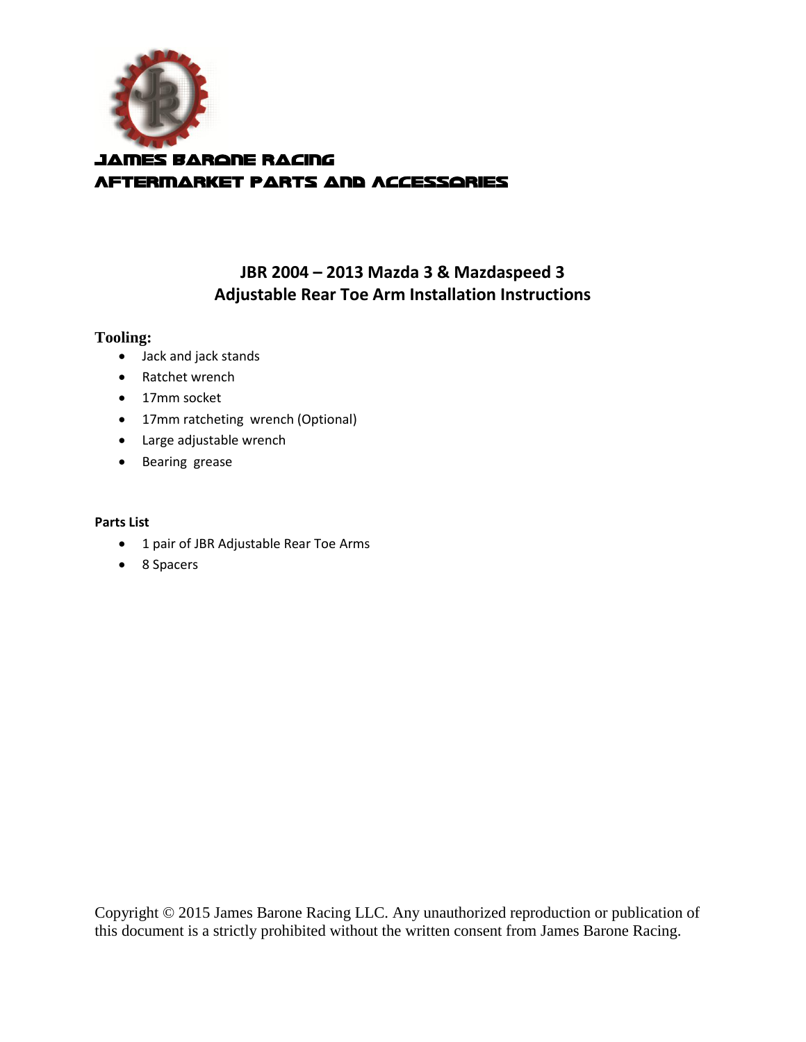James Barone Racing
Aftermarket Parts and Accessories

# JBR 2004 – 2013 Mazda 3 & Mazdaspeed 3 Adjustable Rear Toe Arm Installation Instructions

**Tooling:**

- Jack and jack stands
- Ratchet wrench
- 17mm socket
- 17mm ratcheting wrench (Optional)
- Large adjustable wrench
- Bearing grease

**Parts List**

- 1 pair of JBR Adjustable Rear Toe Arms
- 8 Spacers

Copyright © 2015 James Barone Racing LLC. Any unauthorized reproduction or publication of this document is a strictly prohibited without the written consent from James Barone Racing.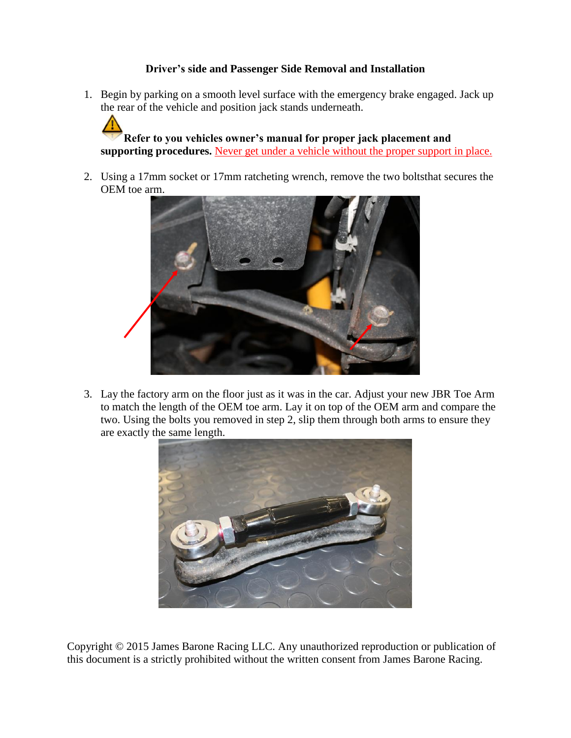**Driver's side and Passenger Side Removal and Installation**

1. Begin by parking on a smooth level surface with the emergency brake engaged. Jack up the rear of the vehicle and position jack stands underneath.

   **Refer to you vehicles owner's manual for proper jack placement and supporting procedures.** Never get under a vehicle without the proper support in place.

2. Using a 17mm socket or 17mm ratcheting wrench, remove the two boltsthat secures the OEM toe arm.

3. Lay the factory arm on the floor just as it was in the car. Adjust your new JBR Toe Arm to match the length of the OEM toe arm. Lay it on top of the OEM arm and compare the two. Using the bolts you removed in step 2, slip them through both arms to ensure they are exactly the same length.

Copyright © 2015 James Barone Racing LLC. Any unauthorized reproduction or publication of this document is a strictly prohibited without the written consent from James Barone Racing.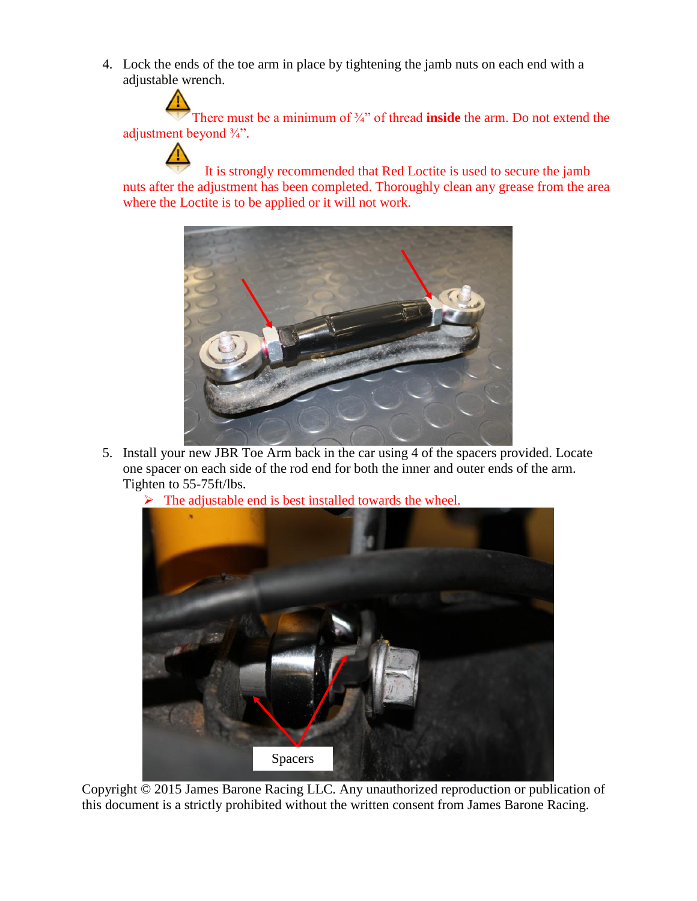4. Lock the ends of the toe arm in place by tightening the jamb nuts on each end with a adjustable wrench.

   ⚠ There must be a minimum of ¾" of thread **inside** the arm. Do not extend the adjustment beyond ¾".

   ⚠ It is strongly recommended that Red Loctite is used to secure the jamb nuts after the adjustment has been completed. Thoroughly clean any grease from the area where the Loctite is to be applied or it will not work.

5. Install your new JBR Toe Arm back in the car using 4 of the spacers provided. Locate one spacer on each side of the rod end for both the inner and outer ends of the arm. Tighten to 55-75ft/lbs.
   - The adjustable end is best installed towards the wheel.

Spacers

Copyright © 2015 James Barone Racing LLC. Any unauthorized reproduction or publication of this document is a strictly prohibited without the written consent from James Barone Racing.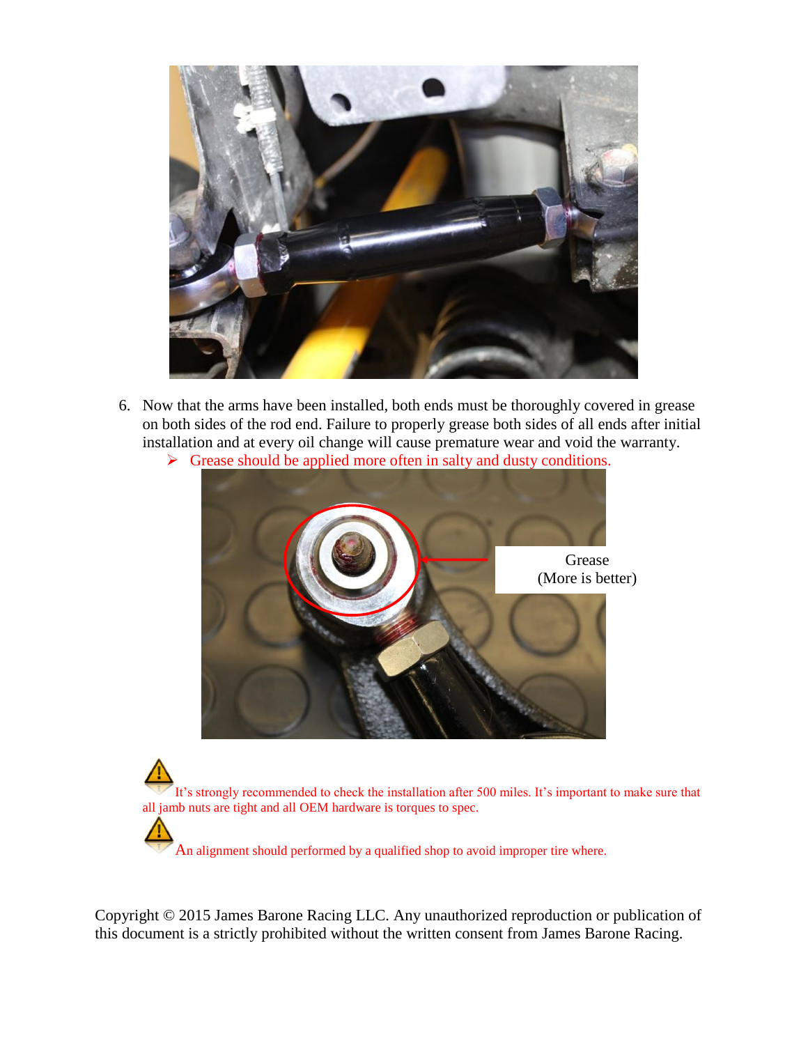6. Now that the arms have been installed, both ends must be thoroughly covered in grease on both sides of the rod end. Failure to properly grease both sides of all ends after initial installation and at every oil change will cause premature wear and void the warranty.
   - Grease should be applied more often in salty and dusty conditions.

Grease (More is better)

⚠ It's strongly recommended to check the installation after 500 miles. It's important to make sure that all jamb nuts are tight and all OEM hardware is torques to spec.

⚠ An alignment should performed by a qualified shop to avoid improper tire where.

Copyright © 2015 James Barone Racing LLC. Any unauthorized reproduction or publication of this document is a strictly prohibited without the written consent from James Barone Racing.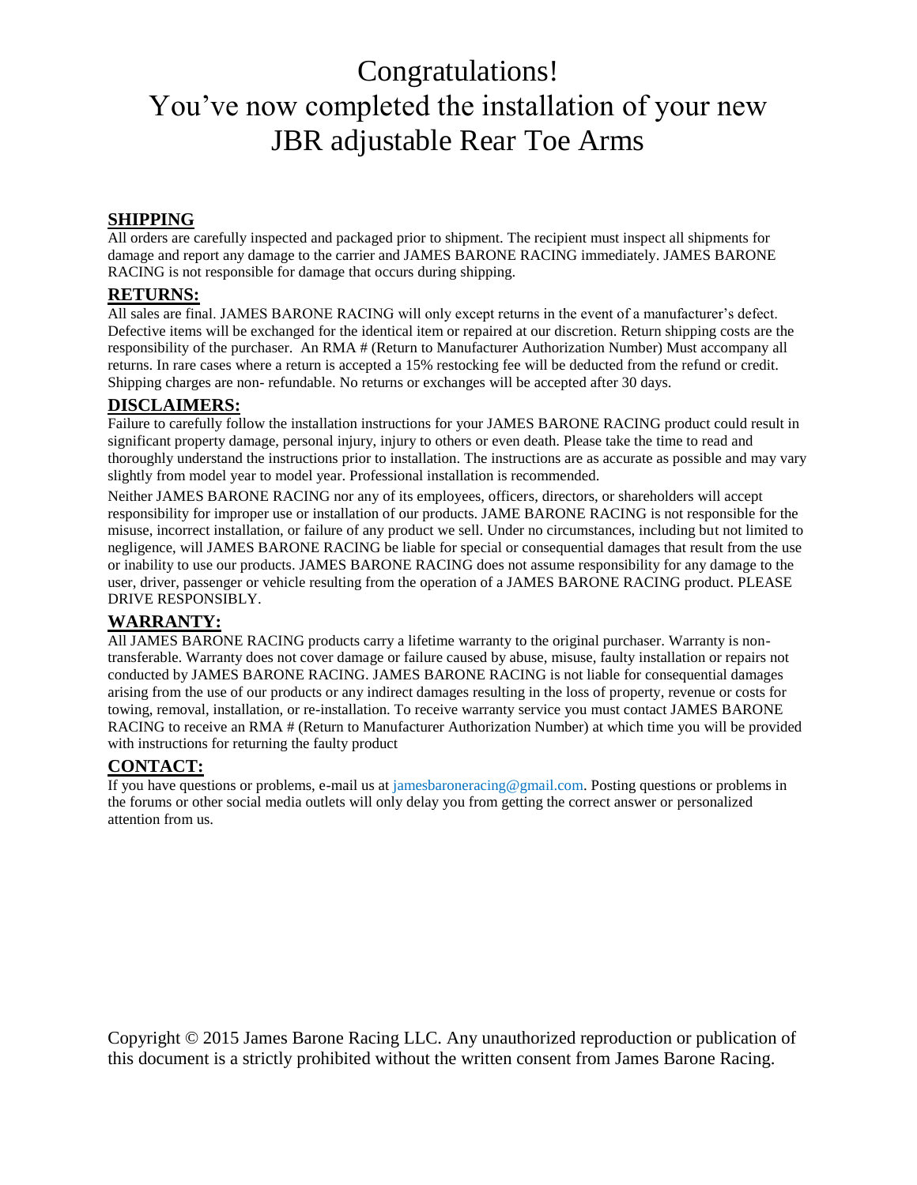# Congratulations!
# You've now completed the installation of your new JBR adjustable Rear Toe Arms

## SHIPPING

All orders are carefully inspected and packaged prior to shipment. The recipient must inspect all shipments for damage and report any damage to the carrier and JAMES BARONE RACING immediately. JAMES BARONE RACING is not responsible for damage that occurs during shipping.

## RETURNS:

All sales are final. JAMES BARONE RACING will only except returns in the event of a manufacturer's defect. Defective items will be exchanged for the identical item or repaired at our discretion. Return shipping costs are the responsibility of the purchaser. An RMA # (Return to Manufacturer Authorization Number) Must accompany all returns. In rare cases where a return is accepted a 15% restocking fee will be deducted from the refund or credit. Shipping charges are non- refundable. No returns or exchanges will be accepted after 30 days.

## DISCLAIMERS:

Failure to carefully follow the installation instructions for your JAMES BARONE RACING product could result in significant property damage, personal injury, injury to others or even death. Please take the time to read and thoroughly understand the instructions prior to installation. The instructions are as accurate as possible and may vary slightly from model year to model year. Professional installation is recommended.

Neither JAMES BARONE RACING nor any of its employees, officers, directors, or shareholders will accept responsibility for improper use or installation of our products. JAME BARONE RACING is not responsible for the misuse, incorrect installation, or failure of any product we sell. Under no circumstances, including but not limited to negligence, will JAMES BARONE RACING be liable for special or consequential damages that result from the use or inability to use our products. JAMES BARONE RACING does not assume responsibility for any damage to the user, driver, passenger or vehicle resulting from the operation of a JAMES BARONE RACING product. PLEASE DRIVE RESPONSIBLY.

## WARRANTY:

All JAMES BARONE RACING products carry a lifetime warranty to the original purchaser. Warranty is non-transferable. Warranty does not cover damage or failure caused by abuse, misuse, faulty installation or repairs not conducted by JAMES BARONE RACING. JAMES BARONE RACING is not liable for consequential damages arising from the use of our products or any indirect damages resulting in the loss of property, revenue or costs for towing, removal, installation, or re-installation. To receive warranty service you must contact JAMES BARONE RACING to receive an RMA # (Return to Manufacturer Authorization Number) at which time you will be provided with instructions for returning the faulty product

## CONTACT:

If you have questions or problems, e-mail us at jamesbaroneracing@gmail.com. Posting questions or problems in the forums or other social media outlets will only delay you from getting the correct answer or personalized attention from us.

Copyright © 2015 James Barone Racing LLC. Any unauthorized reproduction or publication of this document is a strictly prohibited without the written consent from James Barone Racing.